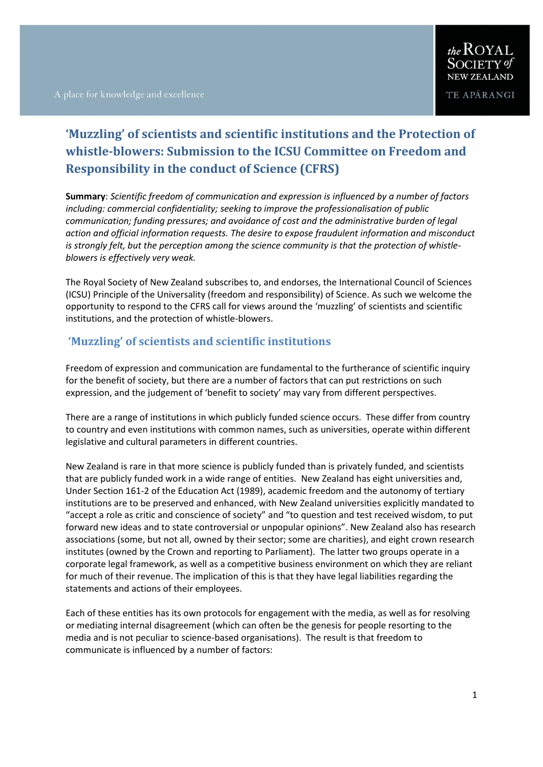# 'Muzzling' of scientists and scientific institutions and the Protection of whistle-blowers: Submission to the ICSU Committee on Freedom and Responsibility in the conduct of Science (CFRS)

**Summary**: *Scientific freedom of communication and expression is influenced by a number of factors including: commercial confidentiality; seeking to improve the professionalisation of public communication; funding pressures; and avoidance of cost and the administrative burden of legal action and official information requests. The desire to expose fraudulent information and misconduct is strongly felt, but the perception among the science community is that the protection of whistle-blowers is effectively very weak.*

The Royal Society of New Zealand subscribes to, and endorses, the International Council of Sciences (ICSU) Principle of the Universality (freedom and responsibility) of Science. As such we welcome the opportunity to respond to the CFRS call for views around the 'muzzling' of scientists and scientific institutions, and the protection of whistle-blowers.

## 'Muzzling' of scientists and scientific institutions

Freedom of expression and communication are fundamental to the furtherance of scientific inquiry for the benefit of society, but there are a number of factors that can put restrictions on such expression, and the judgement of 'benefit to society' may vary from different perspectives.

There are a range of institutions in which publicly funded science occurs. These differ from country to country and even institutions with common names, such as universities, operate within different legislative and cultural parameters in different countries.

New Zealand is rare in that more science is publicly funded than is privately funded, and scientists that are publicly funded work in a wide range of entities. New Zealand has eight universities and, Under Section 161-2 of the Education Act (1989), academic freedom and the autonomy of tertiary institutions are to be preserved and enhanced, with New Zealand universities explicitly mandated to "accept a role as critic and conscience of society" and "to question and test received wisdom, to put forward new ideas and to state controversial or unpopular opinions". New Zealand also has research associations (some, but not all, owned by their sector; some are charities), and eight crown research institutes (owned by the Crown and reporting to Parliament). The latter two groups operate in a corporate legal framework, as well as a competitive business environment on which they are reliant for much of their revenue. The implication of this is that they have legal liabilities regarding the statements and actions of their employees.

Each of these entities has its own protocols for engagement with the media, as well as for resolving or mediating internal disagreement (which can often be the genesis for people resorting to the media and is not peculiar to science-based organisations). The result is that freedom to communicate is influenced by a number of factors: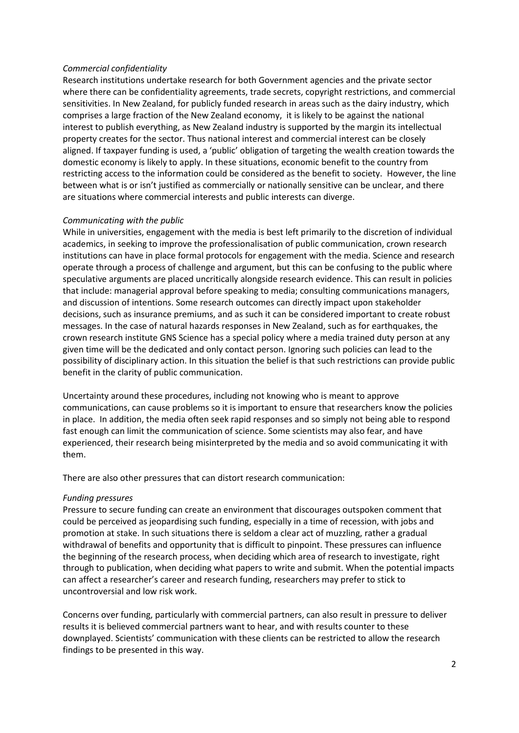*Commercial confidentiality*

Research institutions undertake research for both Government agencies and the private sector where there can be confidentiality agreements, trade secrets, copyright restrictions, and commercial sensitivities. In New Zealand, for publicly funded research in areas such as the dairy industry, which comprises a large fraction of the New Zealand economy, it is likely to be against the national interest to publish everything, as New Zealand industry is supported by the margin its intellectual property creates for the sector. Thus national interest and commercial interest can be closely aligned. If taxpayer funding is used, a 'public' obligation of targeting the wealth creation towards the domestic economy is likely to apply. In these situations, economic benefit to the country from restricting access to the information could be considered as the benefit to society. However, the line between what is or isn't justified as commercially or nationally sensitive can be unclear, and there are situations where commercial interests and public interests can diverge.

*Communicating with the public*

While in universities, engagement with the media is best left primarily to the discretion of individual academics, in seeking to improve the professionalisation of public communication, crown research institutions can have in place formal protocols for engagement with the media. Science and research operate through a process of challenge and argument, but this can be confusing to the public where speculative arguments are placed uncritically alongside research evidence. This can result in policies that include: managerial approval before speaking to media; consulting communications managers, and discussion of intentions. Some research outcomes can directly impact upon stakeholder decisions, such as insurance premiums, and as such it can be considered important to create robust messages. In the case of natural hazards responses in New Zealand, such as for earthquakes, the crown research institute GNS Science has a special policy where a media trained duty person at any given time will be the dedicated and only contact person. Ignoring such policies can lead to the possibility of disciplinary action. In this situation the belief is that such restrictions can provide public benefit in the clarity of public communication.

Uncertainty around these procedures, including not knowing who is meant to approve communications, can cause problems so it is important to ensure that researchers know the policies in place. In addition, the media often seek rapid responses and so simply not being able to respond fast enough can limit the communication of science. Some scientists may also fear, and have experienced, their research being misinterpreted by the media and so avoid communicating it with them.

There are also other pressures that can distort research communication:

*Funding pressures*

Pressure to secure funding can create an environment that discourages outspoken comment that could be perceived as jeopardising such funding, especially in a time of recession, with jobs and promotion at stake. In such situations there is seldom a clear act of muzzling, rather a gradual withdrawal of benefits and opportunity that is difficult to pinpoint. These pressures can influence the beginning of the research process, when deciding which area of research to investigate, right through to publication, when deciding what papers to write and submit. When the potential impacts can affect a researcher's career and research funding, researchers may prefer to stick to uncontroversial and low risk work.

Concerns over funding, particularly with commercial partners, can also result in pressure to deliver results it is believed commercial partners want to hear, and with results counter to these downplayed. Scientists' communication with these clients can be restricted to allow the research findings to be presented in this way.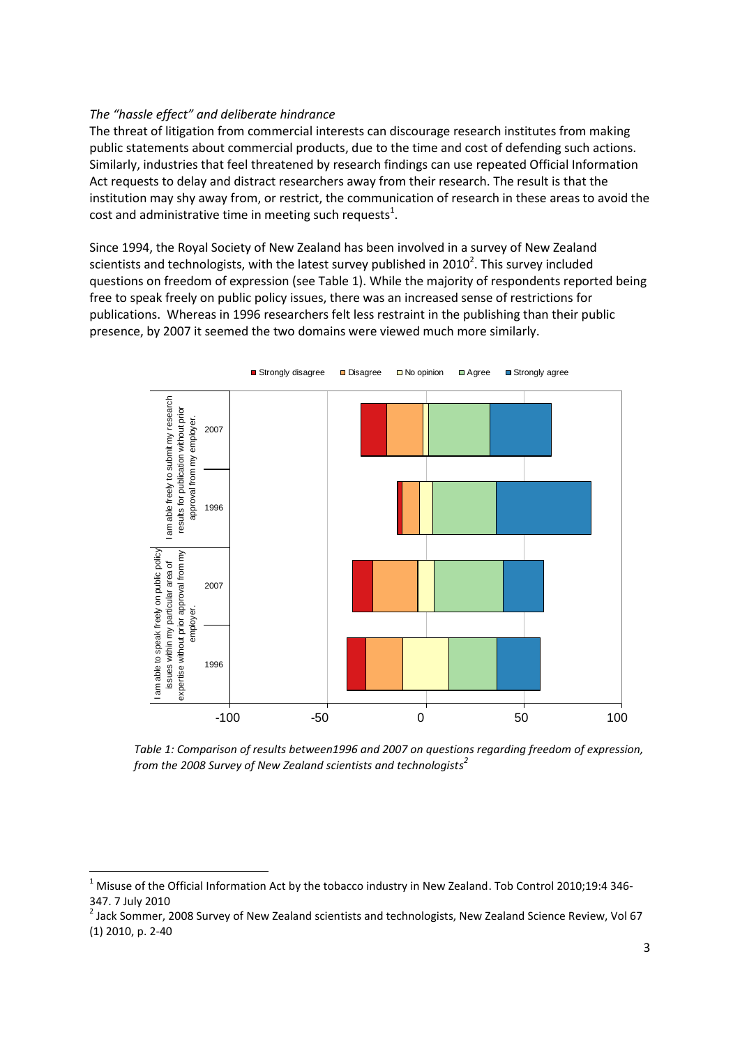*The "hassle effect" and deliberate hindrance*

The threat of litigation from commercial interests can discourage research institutes from making public statements about commercial products, due to the time and cost of defending such actions. Similarly, industries that feel threatened by research findings can use repeated Official Information Act requests to delay and distract researchers away from their research. The result is that the institution may shy away from, or restrict, the communication of research in these areas to avoid the cost and administrative time in meeting such requests[1].

Since 1994, the Royal Society of New Zealand has been involved in a survey of New Zealand scientists and technologists, with the latest survey published in 2010[2]. This survey included questions on freedom of expression (see Table 1). While the majority of respondents reported being free to speak freely on public policy issues, there was an increased sense of restrictions for publications. Whereas in 1996 researchers felt less restraint in the publishing than their public presence, by 2007 it seemed the two domains were viewed much more similarly.

*Table 1: Comparison of results between1996 and 2007 on questions regarding freedom of expression, from the 2008 Survey of New Zealand scientists and technologists[2]*

---

[1] Misuse of the Official Information Act by the tobacco industry in New Zealand. Tob Control 2010;19:4 346-347. 7 July 2010

[2] Jack Sommer, 2008 Survey of New Zealand scientists and technologists, New Zealand Science Review, Vol 67 (1) 2010, p. 2-40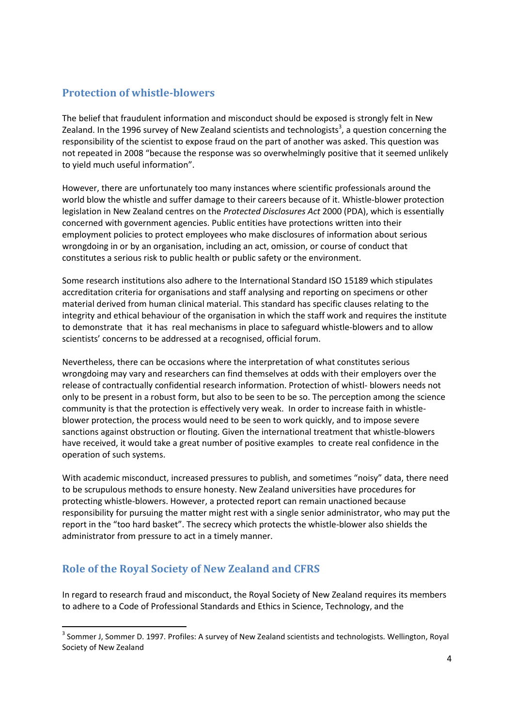## Protection of whistle-blowers

The belief that fraudulent information and misconduct should be exposed is strongly felt in New Zealand. In the 1996 survey of New Zealand scientists and technologists[3], a question concerning the responsibility of the scientist to expose fraud on the part of another was asked. This question was not repeated in 2008 "because the response was so overwhelmingly positive that it seemed unlikely to yield much useful information".

However, there are unfortunately too many instances where scientific professionals around the world blow the whistle and suffer damage to their careers because of it. Whistle-blower protection legislation in New Zealand centres on the *Protected Disclosures Act* 2000 (PDA), which is essentially concerned with government agencies. Public entities have protections written into their employment policies to protect employees who make disclosures of information about serious wrongdoing in or by an organisation, including an act, omission, or course of conduct that constitutes a serious risk to public health or public safety or the environment.

Some research institutions also adhere to the International Standard ISO 15189 which stipulates accreditation criteria for organisations and staff analysing and reporting on specimens or other material derived from human clinical material. This standard has specific clauses relating to the integrity and ethical behaviour of the organisation in which the staff work and requires the institute to demonstrate that it has real mechanisms in place to safeguard whistle-blowers and to allow scientists' concerns to be addressed at a recognised, official forum.

Nevertheless, there can be occasions where the interpretation of what constitutes serious wrongdoing may vary and researchers can find themselves at odds with their employers over the release of contractually confidential research information. Protection of whistl- blowers needs not only to be present in a robust form, but also to be seen to be so. The perception among the science community is that the protection is effectively very weak. In order to increase faith in whistle-blower protection, the process would need to be seen to work quickly, and to impose severe sanctions against obstruction or flouting. Given the international treatment that whistle-blowers have received, it would take a great number of positive examples to create real confidence in the operation of such systems.

With academic misconduct, increased pressures to publish, and sometimes "noisy" data, there need to be scrupulous methods to ensure honesty. New Zealand universities have procedures for protecting whistle-blowers. However, a protected report can remain unactioned because responsibility for pursuing the matter might rest with a single senior administrator, who may put the report in the "too hard basket". The secrecy which protects the whistle-blower also shields the administrator from pressure to act in a timely manner.

## Role of the Royal Society of New Zealand and CFRS

In regard to research fraud and misconduct, the Royal Society of New Zealand requires its members to adhere to a Code of Professional Standards and Ethics in Science, Technology, and the

---

[3] Sommer J, Sommer D. 1997. Profiles: A survey of New Zealand scientists and technologists. Wellington, Royal Society of New Zealand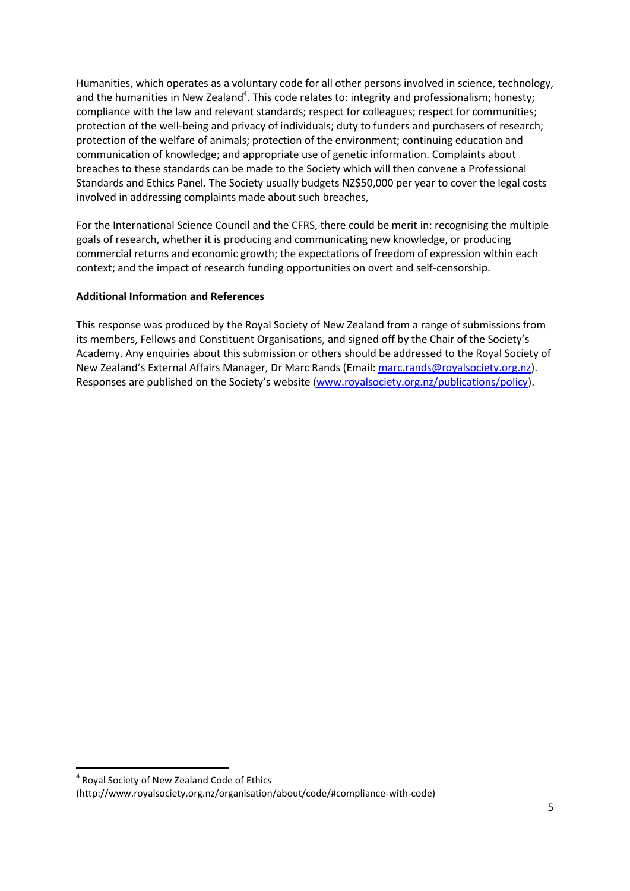Humanities, which operates as a voluntary code for all other persons involved in science, technology, and the humanities in New Zealand[4]. This code relates to: integrity and professionalism; honesty; compliance with the law and relevant standards; respect for colleagues; respect for communities; protection of the well-being and privacy of individuals; duty to funders and purchasers of research; protection of the welfare of animals; protection of the environment; continuing education and communication of knowledge; and appropriate use of genetic information. Complaints about breaches to these standards can be made to the Society which will then convene a Professional Standards and Ethics Panel. The Society usually budgets NZ$50,000 per year to cover the legal costs involved in addressing complaints made about such breaches,

For the International Science Council and the CFRS, there could be merit in: recognising the multiple goals of research, whether it is producing and communicating new knowledge, or producing commercial returns and economic growth; the expectations of freedom of expression within each context; and the impact of research funding opportunities on overt and self-censorship.

**Additional Information and References**

This response was produced by the Royal Society of New Zealand from a range of submissions from its members, Fellows and Constituent Organisations, and signed off by the Chair of the Society's Academy. Any enquiries about this submission or others should be addressed to the Royal Society of New Zealand's External Affairs Manager, Dr Marc Rands (Email: marc.rands@royalsociety.org.nz). Responses are published on the Society's website (www.royalsociety.org.nz/publications/policy).

[4] Royal Society of New Zealand Code of Ethics (http://www.royalsociety.org.nz/organisation/about/code/#compliance-with-code)